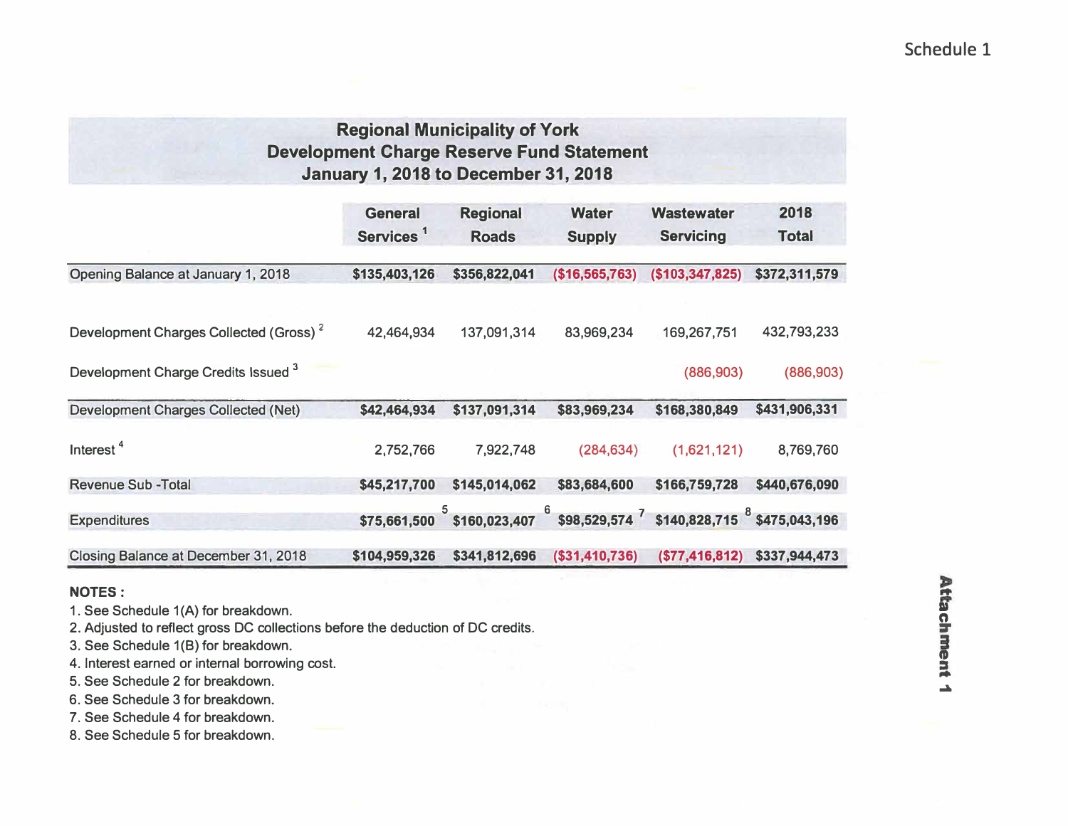Schedule 1

## Regional Municipality of York
## Development Charge Reserve Fund Statement
## January 1, 2018 to December 31, 2018

| | General Services [1] | Regional Roads | Water Supply | Wastewater Servicing | 2018 Total |
|---|---|---|---|---|---|
| Opening Balance at January 1, 2018 | **$135,403,126** | **$356,822,041** | **($16,565,763)** | **($103,347,825)** | **$372,311,579** |
| Development Charges Collected (Gross) [2] | 42,464,934 | 137,091,314 | 83,969,234 | 169,267,751 | 432,793,233 |
| Development Charge Credits Issued [3] | | | | (886,903) | (886,903) |
| Development Charges Collected (Net) | **$42,464,934** | **$137,091,314** | **$83,969,234** | **$168,380,849** | **$431,906,331** |
| Interest [4] | 2,752,766 | 7,922,748 | (284,634) | (1,621,121) | 8,769,760 |
| Revenue Sub -Total | **$45,217,700** | **$145,014,062** | **$83,684,600** | **$166,759,728** | **$440,676,090** |
| Expenditures | **$75,661,500** [5] | **$160,023,407** [6] | **$98,529,574** [7] | **$140,828,715** [8] | **$475,043,196** |
| Closing Balance at December 31, 2018 | **$104,959,326** | **$341,812,696** | **($31,410,736)** | **($77,416,812)** | **$337,944,473** |

**NOTES :**

1. See Schedule 1(A) for breakdown.
2. Adjusted to reflect gross DC collections before the deduction of DC credits.
3. See Schedule 1(B) for breakdown.
4. Interest earned or internal borrowing cost.
5. See Schedule 2 for breakdown.
6. See Schedule 3 for breakdown.
7. See Schedule 4 for breakdown.
8. See Schedule 5 for breakdown.

Attachment 1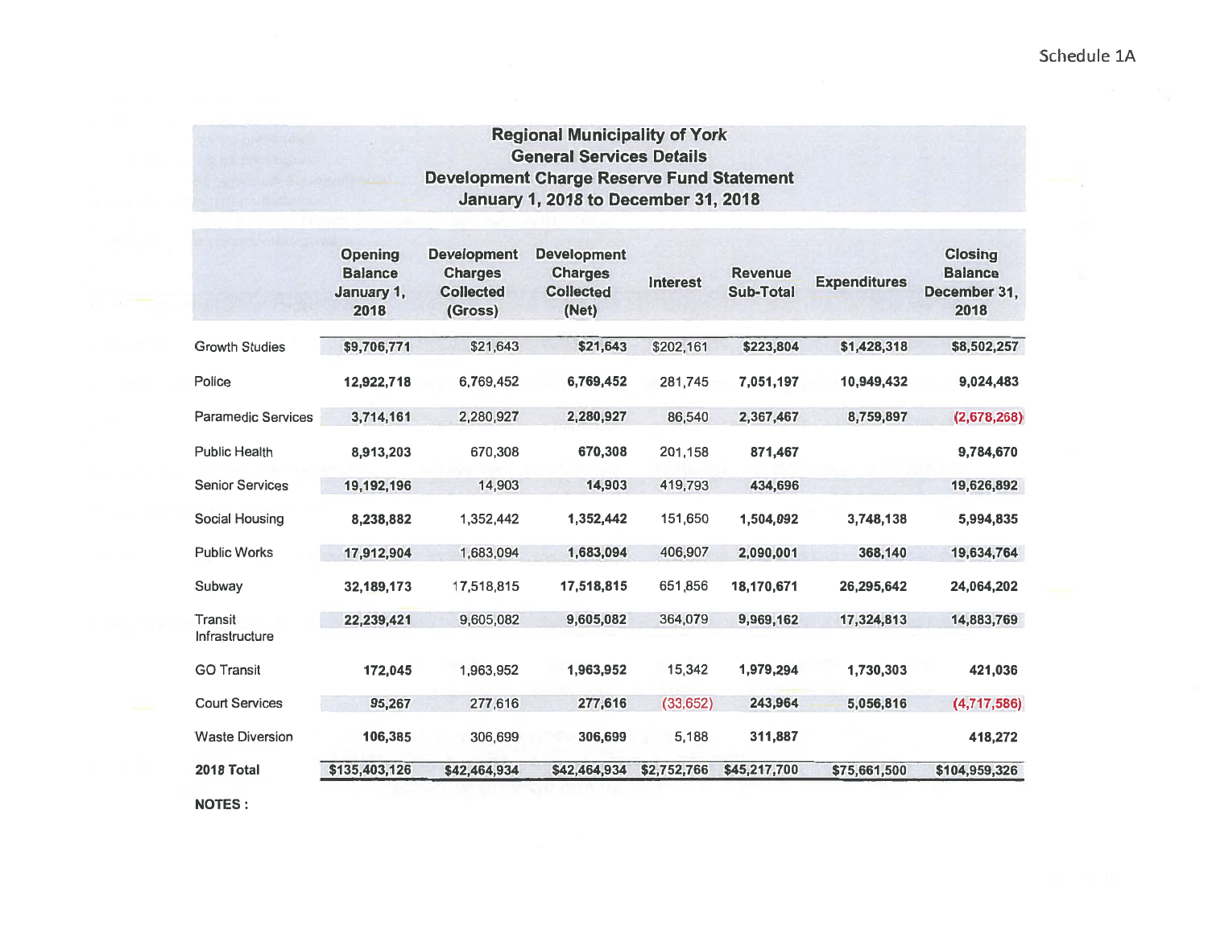Schedule 1A

## Regional Municipality of York
## General Services Details
## Development Charge Reserve Fund Statement
## January 1, 2018 to December 31, 2018

| | Opening Balance January 1, 2018 | Development Charges Collected (Gross) | Development Charges Collected (Net) | Interest | Revenue Sub-Total | Expenditures | Closing Balance December 31, 2018 |
|---|---|---|---|---|---|---|---|
| Growth Studies | $9,706,771 | $21,643 | $21,643 | $202,161 | $223,804 | $1,428,318 | $8,502,257 |
| Police | 12,922,718 | 6,769,452 | 6,769,452 | 281,745 | 7,051,197 | 10,949,432 | 9,024,483 |
| Paramedic Services | 3,714,161 | 2,280,927 | 2,280,927 | 86,540 | 2,367,467 | 8,759,897 | (2,678,268) |
| Public Health | 8,913,203 | 670,308 | 670,308 | 201,158 | 871,467 | | 9,784,670 |
| Senior Services | 19,192,196 | 14,903 | 14,903 | 419,793 | 434,696 | | 19,626,892 |
| Social Housing | 8,238,882 | 1,352,442 | 1,352,442 | 151,650 | 1,504,092 | 3,748,138 | 5,994,835 |
| Public Works | 17,912,904 | 1,683,094 | 1,683,094 | 406,907 | 2,090,001 | 368,140 | 19,634,764 |
| Subway | 32,189,173 | 17,518,815 | 17,518,815 | 651,856 | 18,170,671 | 26,295,642 | 24,064,202 |
| Transit Infrastructure | 22,239,421 | 9,605,082 | 9,605,082 | 364,079 | 9,969,162 | 17,324,813 | 14,883,769 |
| GO Transit | 172,045 | 1,963,952 | 1,963,952 | 15,342 | 1,979,294 | 1,730,303 | 421,036 |
| Court Services | 95,267 | 277,616 | 277,616 | (33,652) | 243,964 | 5,056,816 | (4,717,586) |
| Waste Diversion | 106,385 | 306,699 | 306,699 | 5,188 | 311,887 | | 418,272 |
| **2018 Total** | **$135,403,126** | **$42,464,934** | **$42,464,934** | **$2,752,766** | **$45,217,700** | **$75,661,500** | **$104,959,326** |

**NOTES :**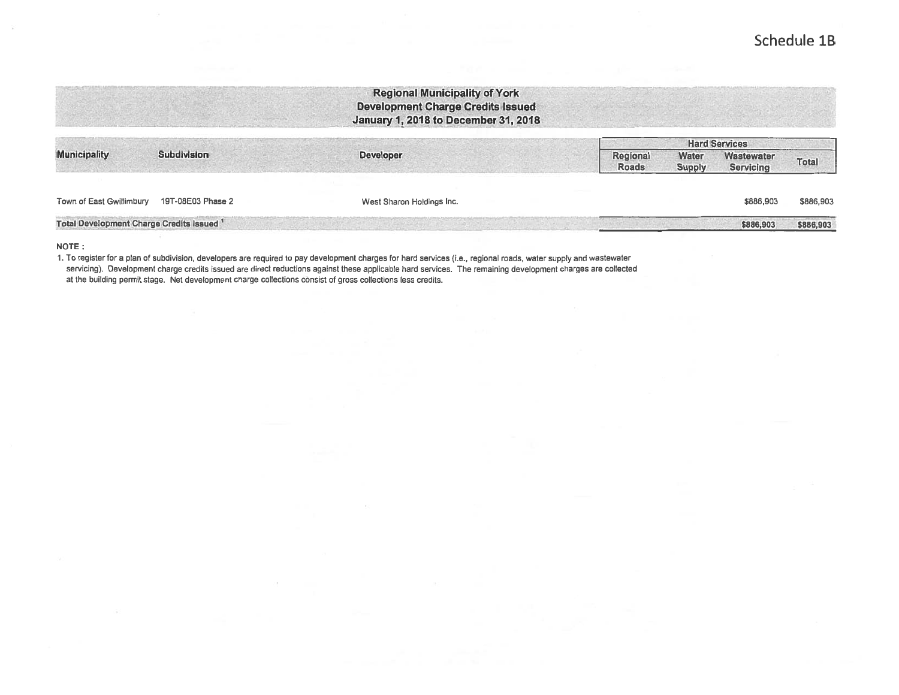Schedule 1B

## Regional Municipality of York
## Development Charge Credits Issued
## January 1, 2018 to December 31, 2018

| Municipality | Subdivision | Developer | Hard Services | | | |
|---|---|---|---|---|---|---|
| | | | Regional Roads | Water Supply | Wastewater Servicing | Total |
| Town of East Gwillimbury | 19T-08E03 Phase 2 | West Sharon Holdings Inc. | | | $886,903 | $886,903 |
| **Total Development Charge Credits Issued [1]** | | | | | **$886,903** | **$886,903** |

**NOTE :**

1. To register for a plan of subdivision, developers are required to pay development charges for hard services (i.e., regional roads, water supply and wastewater servicing). Development charge credits issued are direct reductions against these applicable hard services. The remaining development charges are collected at the building permit stage. Net development charge collections consist of gross collections less credits.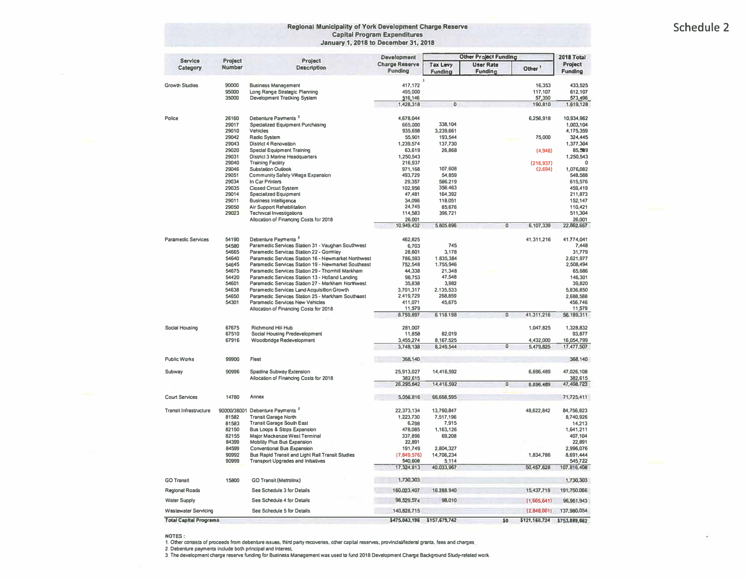Schedule 2

# Regional Municipality of York Development Charge Reserve
## Capital Program Expenditures
### January 1, 2018 to December 31, 2018

| Service Category | Project Number | Project Description | Development Charge Reserve Funding | Other Project Funding | | | 2018 Total Project Funding |
|---|---|---|---|---|---|---|---|
| | | | | Tax Levy Funding | User Rate Funding | Other [1] | |
| Growth Studies | 90000 | Business Management | 417,172 [3] | | | 16,353 | 433,525 |
| | 95000 | Long Range Strategic Planning | 495,000 | | | 117,107 | 612,107 |
| | 35000 | Development Tracking System | 516,146 | | | 57,350 | 573,496 |
| | | | 1,428,318 | 0 | | 190,810 | 1,619,128 |
| Police | 26160 | Debenture Payments [2] | 4,678,044 | | | 6,256,918 | 10,934,962 |
| | 29017 | Specialized Equipment Purchasing | 665,000 | 338,104 | | | 1,003,104 |
| | 29010 | Vehicles | 935,698 | 3,239,661 | | | 4,175,359 |
| | 29042 | Radio System | 55,901 | 193,544 | | 75,000 | 324,445 |
| | 29043 | District 4 Renovation | 1,239,574 | 137,730 | | | 1,377,304 |
| | 29020 | Special Equipment Training | 63,619 | 26,868 | | (4,948) | 85,539 |
| | 29031 | District 3 Marine Headquarters | 1,250,543 | | | | 1,250,543 |
| | 29040 | Training Facility | 216,937 | | | (216,937) | 0 |
| | 29046 | Substation Outlook | 971,168 | 107,608 | | (2,694) | 1,076,082 |
| | 29051 | Community Safety Village Expansion | 493,729 | 54,859 | | | 548,588 |
| | 29034 | In Car Printers | 29,357 | 586,219 | | | 615,576 |
| | 29035 | Closed Circuit System | 102,956 | 356,463 | | | 459,419 |
| | 29014 | Specialized Equipment | 47,481 | 164,392 | | | 211,873 |
| | 29011 | Business Intelligence | 34,096 | 118,051 | | | 152,147 |
| | 29050 | Air Support Rehabilitation | 24,745 | 85,676 | | | 110,421 |
| | 29023 | Technical Investigations | 114,583 | 396,721 | | | 511,304 |
| | | Allocation of Financing Costs for 2018 | 26,001 | | | | 26,001 |
| | | | 10,949,432 | 5,805,896 | 0 | 6,107,339 | 22,862,667 |
| Paramedic Services | 54190 | Debenture Payments [2] | 462,825 | | | 41,311,216 | 41,774,041 |
| | 54580 | Paramedic Services Station 31 - Vaughan Southwest | 6,703 | 745 | | | 7,448 |
| | 54665 | Paramedic Services Station 22 - Gormley | 28,601 | 3,178 | | | 31,779 |
| | 54640 | Paramedic Services Station 16 - Newmarket Northwest | 786,593 | 1,835,384 | | | 2,621,977 |
| | 54645 | Paramedic Services Station 19 - Newmarket Southeast | 752,548 | 1,755,946 | | | 2,508,494 |
| | 54675 | Paramedic Services Station 29 - Thornhill Markham | 44,338 | 21,348 | | | 65,686 |
| | 54420 | Paramedic Services Station 13 - Holland Landing | 98,753 | 47,548 | | | 146,301 |
| | 54601 | Paramedic Services Station 27 - Markham Northwest | 35,838 | 3,982 | | | 39,820 |
| | 54638 | Paramedic Services Land Acquisition Growth | 3,701,317 | 2,135,533 | | | 5,836,850 |
| | 54650 | Paramedic Services Station 25 - Markham Southeast | 2,419,729 | 268,859 | | | 2,688,588 |
| | 54301 | Paramedic Services New Vehicles | 411,071 | 45,675 | | | 456,746 |
| | | Allocation of Financing Costs for 2018 | 11,579 | | | | 11,579 |
| | | | 8,759,897 | 6,118,198 | 0 | 41,311,216 | 56,189,311 |
| Social Housing | 67675 | Richmond Hill Hub | 281,007 | | | 1,047,825 | 1,328,832 |
| | 67510 | Social Housing Predevelopment | 11,858 | 82,019 | | | 93,877 |
| | 67916 | Woodbridge Redevelopment | 3,455,274 | 8,167,525 | | 4,432,000 | 16,054,799 |
| | | | 3,748,138 | 8,249,544 | 0 | 5,479,825 | 17,477,507 |
| Public Works | 99900 | Fleet | 368,140 | | | | 368,140 |
| Subway | 90996 | Spadina Subway Extension | 25,913,027 | 14,416,592 | | 6,696,489 | 47,026,108 |
| | | Allocation of Financing Costs for 2018 | 382,615 | | | | 382,615 |
| | | | 26,295,642 | 14,416,592 | 0 | 6,696,489 | 47,408,723 |
| Court Services | 14780 | Annex | 5,056,816 | 66,668,595 | | | 71,725,411 |
| Transit Infrastructure | 90000/38001 | Debenture Payments [2] | 22,373,134 | 13,760,847 | | 48,622,842 | 84,756,823 |
| | 81582 | Transit Garage North | 1,223,730 | 7,517,196 | | | 8,740,926 |
| | 81583 | Transit Garage South East | 6,298 | 7,915 | | | 14,213 |
| | 82150 | Bus Loops & Stops Expansion | 478,085 | 1,163,126 | | | 1,641,211 |
| | 82155 | Major Mackenzie West Terminal | 337,896 | 69,208 | | | 407,104 |
| | 84399 | Mobility Plus Bus Expansion | 22,891 | | | | 22,891 |
| | 84599 | Conventional Bus Expansion | 191,749 | 2,804,327 | | | 2,996,076 |
| | 90992 | Bus Rapid Transit and Light Rail Transit Studies | (7,849,576) | 14,706,234 | | 1,834,786 | 8,691,444 |
| | 90999 | Transport Upgrades and Initiatives | 540,608 | 5,114 | | | 545,722 |
| | | | 17,324,813 | 40,033,967 | | 50,457,628 | 107,816,408 |
| GO Transit | 15800 | GO Transit (Metrolinx) | 1,730,303 | | | | 1,730,303 |
| Regional Roads | | See Schedule 3 for Details | 160,023,407 | 16,288,940 | | 15,437,719 | 191,750,066 |
| Water Supply | | See Schedule 4 for Details | 98,529,574 | 98,010 | | (1,665,641) | 96,961,943 |
| Wastewater Servicing | | See Schedule 5 for Details | 140,828,715 | | | (2,848,661) | 137,980,054 |
| **Total Capital Programs** | | | **$475,043,196** | **$157,679,742** | **$0** | **$121,166,724** | **$753,889,662** |

**NOTES :**

1. Other consists of proceeds from debenture issues, third party recoveries, other capital reserves, provincial/federal grants, fees and charges.
2. Debenture payments include both principal and interest.
3. The development charge reserve funding for Business Management was used to fund 2018 Development Charge Background Study-related work.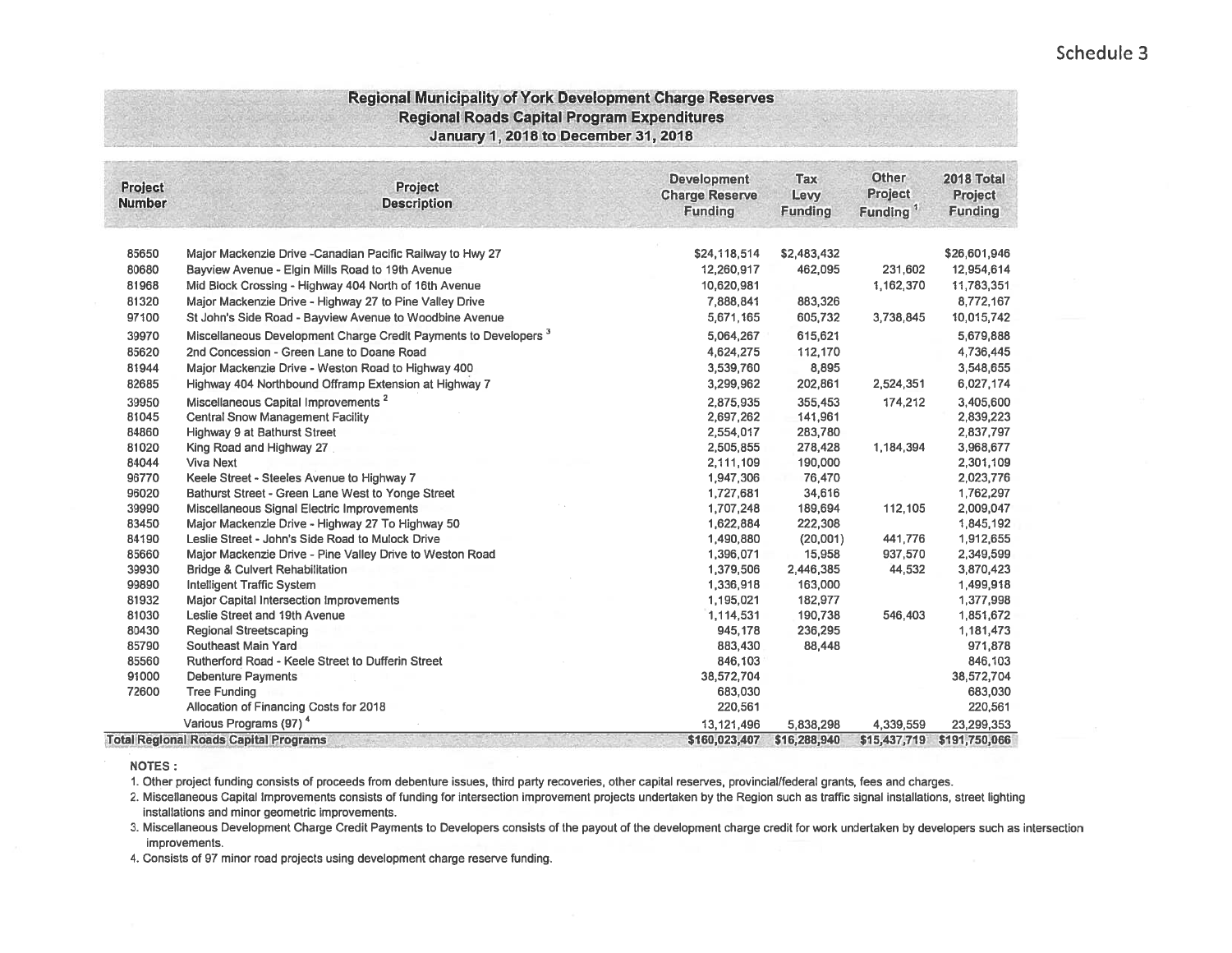Schedule 3

## Regional Municipality of York Development Charge Reserves
## Regional Roads Capital Program Expenditures
## January 1, 2018 to December 31, 2018

| Project Number | Project Description | Development Charge Reserve Funding | Tax Levy Funding | Other Project Funding [1] | 2018 Total Project Funding |
|---|---|---|---|---|---|
| 85650 | Major Mackenzie Drive -Canadian Pacific Railway to Hwy 27 | $24,118,514 | $2,483,432 | | $26,601,946 |
| 80680 | Bayview Avenue - Elgin Mills Road to 19th Avenue | 12,260,917 | 462,095 | 231,602 | 12,954,614 |
| 81968 | Mid Block Crossing - Highway 404 North of 16th Avenue | 10,620,981 | | 1,162,370 | 11,783,351 |
| 81320 | Major Mackenzie Drive - Highway 27 to Pine Valley Drive | 7,888,841 | 883,326 | | 8,772,167 |
| 97100 | St John's Side Road - Bayview Avenue to Woodbine Avenue | 5,671,165 | 605,732 | 3,738,845 | 10,015,742 |
| 39970 | Miscellaneous Development Charge Credit Payments to Developers [3] | 5,064,267 | 615,621 | | 5,679,888 |
| 85620 | 2nd Concession - Green Lane to Doane Road | 4,624,275 | 112,170 | | 4,736,445 |
| 81944 | Major Mackenzie Drive - Weston Road to Highway 400 | 3,539,760 | 8,895 | | 3,548,655 |
| 82685 | Highway 404 Northbound Offramp Extension at Highway 7 | 3,299,962 | 202,861 | 2,524,351 | 6,027,174 |
| 39950 | Miscellaneous Capital Improvements [2] | 2,875,935 | 355,453 | 174,212 | 3,405,600 |
| 81045 | Central Snow Management Facility | 2,697,262 | 141,961 | | 2,839,223 |
| 84860 | Highway 9 at Bathurst Street | 2,554,017 | 283,780 | | 2,837,797 |
| 81020 | King Road and Highway 27 | 2,505,855 | 278,428 | 1,184,394 | 3,968,677 |
| 84044 | Viva Next | 2,111,109 | 190,000 | | 2,301,109 |
| 96770 | Keele Street - Steeles Avenue to Highway 7 | 1,947,306 | 76,470 | | 2,023,776 |
| 96020 | Bathurst Street - Green Lane West to Yonge Street | 1,727,681 | 34,616 | | 1,762,297 |
| 39990 | Miscellaneous Signal Electric Improvements | 1,707,248 | 189,694 | 112,105 | 2,009,047 |
| 83450 | Major Mackenzie Drive - Highway 27 To Highway 50 | 1,622,884 | 222,308 | | 1,845,192 |
| 84190 | Leslie Street - John's Side Road to Mulock Drive | 1,490,880 | (20,001) | 441,776 | 1,912,655 |
| 85660 | Major Mackenzie Drive - Pine Valley Drive to Weston Road | 1,396,071 | 15,958 | 937,570 | 2,349,599 |
| 39930 | Bridge & Culvert Rehabilitation | 1,379,506 | 2,446,385 | 44,532 | 3,870,423 |
| 99890 | Intelligent Traffic System | 1,336,918 | 163,000 | | 1,499,918 |
| 81932 | Major Capital Intersection Improvements | 1,195,021 | 182,977 | | 1,377,998 |
| 81030 | Leslie Street and 19th Avenue | 1,114,531 | 190,738 | 546,403 | 1,851,672 |
| 80430 | Regional Streetscaping | 945,178 | 236,295 | | 1,181,473 |
| 85790 | Southeast Main Yard | 883,430 | 88,448 | | 971,878 |
| 85560 | Rutherford Road - Keele Street to Dufferin Street | 846,103 | | | 846,103 |
| 91000 | Debenture Payments | 38,572,704 | | | 38,572,704 |
| 72600 | Tree Funding | 683,030 | | | 683,030 |
| | Allocation of Financing Costs for 2018 | 220,561 | | | 220,561 |
| | Various Programs (97) [4] | 13,121,496 | 5,838,298 | 4,339,559 | 23,299,353 |
| **Total Regional Roads Capital Programs** | | **$160,023,407** | **$16,288,940** | **$15,437,719** | **$191,750,066** |

**NOTES :**

1. Other project funding consists of proceeds from debenture issues, third party recoveries, other capital reserves, provincial/federal grants, fees and charges.
2. Miscellaneous Capital Improvements consists of funding for intersection improvement projects undertaken by the Region such as traffic signal installations, street lighting installations and minor geometric improvements.
3. Miscellaneous Development Charge Credit Payments to Developers consists of the payout of the development charge credit for work undertaken by developers such as intersection improvements.
4. Consists of 97 minor road projects using development charge reserve funding.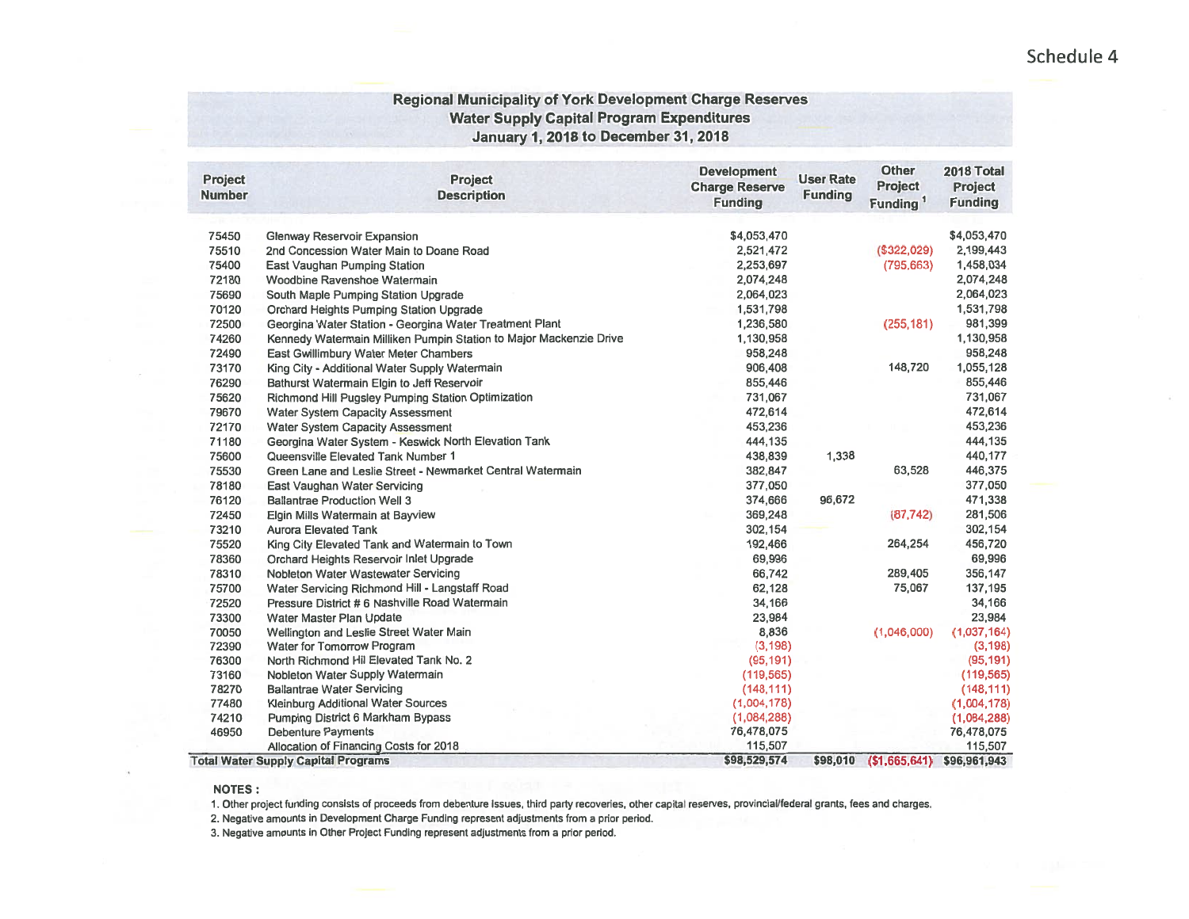Schedule 4

## Regional Municipality of York Development Charge Reserves
## Water Supply Capital Program Expenditures
## January 1, 2018 to December 31, 2018

| Project Number | Project Description | Development Charge Reserve Funding | User Rate Funding | Other Project Funding [1] | 2018 Total Project Funding |
|---|---|---|---|---|---|
| 75450 | Glenway Reservoir Expansion | $4,053,470 | | | $4,053,470 |
| 75510 | 2nd Concession Water Main to Doane Road | 2,521,472 | | ($322,029) | 2,199,443 |
| 75400 | East Vaughan Pumping Station | 2,253,697 | | (795,663) | 1,458,034 |
| 72180 | Woodbine Ravenshoe Watermain | 2,074,248 | | | 2,074,248 |
| 75690 | South Maple Pumping Station Upgrade | 2,064,023 | | | 2,064,023 |
| 70120 | Orchard Heights Pumping Station Upgrade | 1,531,798 | | | 1,531,798 |
| 72500 | Georgina Water Station - Georgina Water Treatment Plant | 1,236,580 | | (255,181) | 981,399 |
| 74260 | Kennedy Watermain Milliken Pumpin Station to Major Mackenzie Drive | 1,130,958 | | | 1,130,958 |
| 72490 | East Gwillimbury Water Meter Chambers | 958,248 | | | 958,248 |
| 73170 | King City - Additional Water Supply Watermain | 906,408 | | 148,720 | 1,055,128 |
| 76290 | Bathurst Watermain Elgin to Jeff Reservoir | 855,446 | | | 855,446 |
| 75620 | Richmond Hill Pugsley Pumping Station Optimization | 731,067 | | | 731,067 |
| 79670 | Water System Capacity Assessment | 472,614 | | | 472,614 |
| 72170 | Water System Capacity Assessment | 453,236 | | | 453,236 |
| 71180 | Georgina Water System - Keswick North Elevation Tank | 444,135 | | | 444,135 |
| 75600 | Queensville Elevated Tank Number 1 | 438,839 | 1,338 | | 440,177 |
| 75530 | Green Lane and Leslie Street - Newmarket Central Watermain | 382,847 | | 63,528 | 446,375 |
| 78180 | East Vaughan Water Servicing | 377,050 | | | 377,050 |
| 76120 | Ballantrae Production Well 3 | 374,666 | 96,672 | | 471,338 |
| 72450 | Elgin Mills Watermain at Bayview | 369,248 | | (87,742) | 281,506 |
| 73210 | Aurora Elevated Tank | 302,154 | | | 302,154 |
| 75520 | King City Elevated Tank and Watermain to Town | 192,466 | | 264,254 | 456,720 |
| 78360 | Orchard Heights Reservoir Inlet Upgrade | 69,996 | | | 69,996 |
| 78310 | Nobleton Water Wastewater Servicing | 66,742 | | 289,405 | 356,147 |
| 75700 | Water Servicing Richmond Hill - Langstaff Road | 62,128 | | 75,067 | 137,195 |
| 72520 | Pressure District # 6 Nashville Road Watermain | 34,166 | | | 34,166 |
| 73300 | Water Master Plan Update | 23,984 | | | 23,984 |
| 70050 | Wellington and Leslie Street Water Main | 8,836 | | (1,046,000) | (1,037,164) |
| 72390 | Water for Tomorrow Program | (3,198) | | | (3,198) |
| 76300 | North Richmond Hil Elevated Tank No. 2 | (95,191) | | | (95,191) |
| 73160 | Nobleton Water Supply Watermain | (119,565) | | | (119,565) |
| 78270 | Ballantrae Water Servicing | (148,111) | | | (148,111) |
| 77480 | Kleinburg Additional Water Sources | (1,004,178) | | | (1,004,178) |
| 74210 | Pumping District 6 Markham Bypass | (1,084,288) | | | (1,084,288) |
| 46950 | Debenture Payments | 76,478,075 | | | 76,478,075 |
| | Allocation of Financing Costs for 2018 | 115,507 | | | 115,507 |
| **Total Water Supply Capital Programs** | | **$98,529,574** | **$98,010** | **($1,665,641)** | **$96,961,943** |

**NOTES :**

1. Other project funding consists of proceeds from debenture Issues, third party recoveries, other capital reserves, provincial/federal grants, fees and charges.
2. Negative amounts in Development Charge Funding represent adjustments from a prior period.
3. Negative amounts in Other Project Funding represent adjustments from a prior period.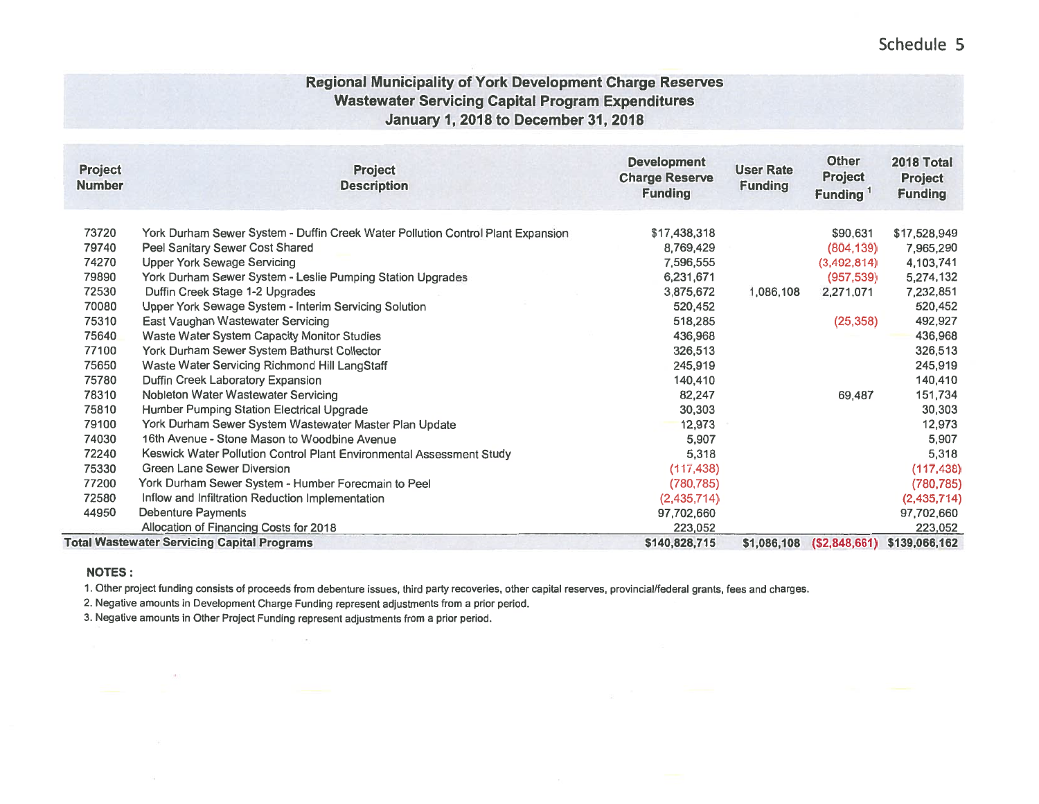Schedule 5

## Regional Municipality of York Development Charge Reserves
## Wastewater Servicing Capital Program Expenditures
## January 1, 2018 to December 31, 2018

| Project Number | Project Description | Development Charge Reserve Funding | User Rate Funding | Other Project Funding [1] | 2018 Total Project Funding |
|---|---|---|---|---|---|
| 73720 | York Durham Sewer System - Duffin Creek Water Pollution Control Plant Expansion | $17,438,318 | | $90,631 | $17,528,949 |
| 79740 | Peel Sanitary Sewer Cost Shared | 8,769,429 | | (804,139) | 7,965,290 |
| 74270 | Upper York Sewage Servicing | 7,596,555 | | (3,492,814) | 4,103,741 |
| 79890 | York Durham Sewer System - Leslie Pumping Station Upgrades | 6,231,671 | | (957,539) | 5,274,132 |
| 72530 | Duffin Creek Stage 1-2 Upgrades | 3,875,672 | 1,086,108 | 2,271,071 | 7,232,851 |
| 70080 | Upper York Sewage System - Interim Servicing Solution | 520,452 | | | 520,452 |
| 75310 | East Vaughan Wastewater Servicing | 518,285 | | (25,358) | 492,927 |
| 75640 | Waste Water System Capacity Monitor Studies | 436,968 | | | 436,968 |
| 77100 | York Durham Sewer System Bathurst Collector | 326,513 | | | 326,513 |
| 75650 | Waste Water Servicing Richmond Hill LangStaff | 245,919 | | | 245,919 |
| 75780 | Duffin Creek Laboratory Expansion | 140,410 | | | 140,410 |
| 78310 | Nobleton Water Wastewater Servicing | 82,247 | | 69,487 | 151,734 |
| 75810 | Humber Pumping Station Electrical Upgrade | 30,303 | | | 30,303 |
| 79100 | York Durham Sewer System Wastewater Master Plan Update | 12,973 | | | 12,973 |
| 74030 | 16th Avenue - Stone Mason to Woodbine Avenue | 5,907 | | | 5,907 |
| 72240 | Keswick Water Pollution Control Plant Environmental Assessment Study | 5,318 | | | 5,318 |
| 75330 | Green Lane Sewer Diversion | (117,438) | | | (117,438) |
| 77200 | York Durham Sewer System - Humber Forecmain to Peel | (780,785) | | | (780,785) |
| 72580 | Inflow and Infiltration Reduction Implementation | (2,435,714) | | | (2,435,714) |
| 44950 | Debenture Payments | 97,702,660 | | | 97,702,660 |
| | Allocation of Financing Costs for 2018 | 223,052 | | | 223,052 |
| **Total Wastewater Servicing Capital Programs** | | **$140,828,715** | **$1,086,108** | **($2,848,661)** | **$139,066,162** |

**NOTES :**

1. Other project funding consists of proceeds from debenture issues, third party recoveries, other capital reserves, provincial/federal grants, fees and charges.
2. Negative amounts in Development Charge Funding represent adjustments from a prior period.
3. Negative amounts in Other Project Funding represent adjustments from a prior period.